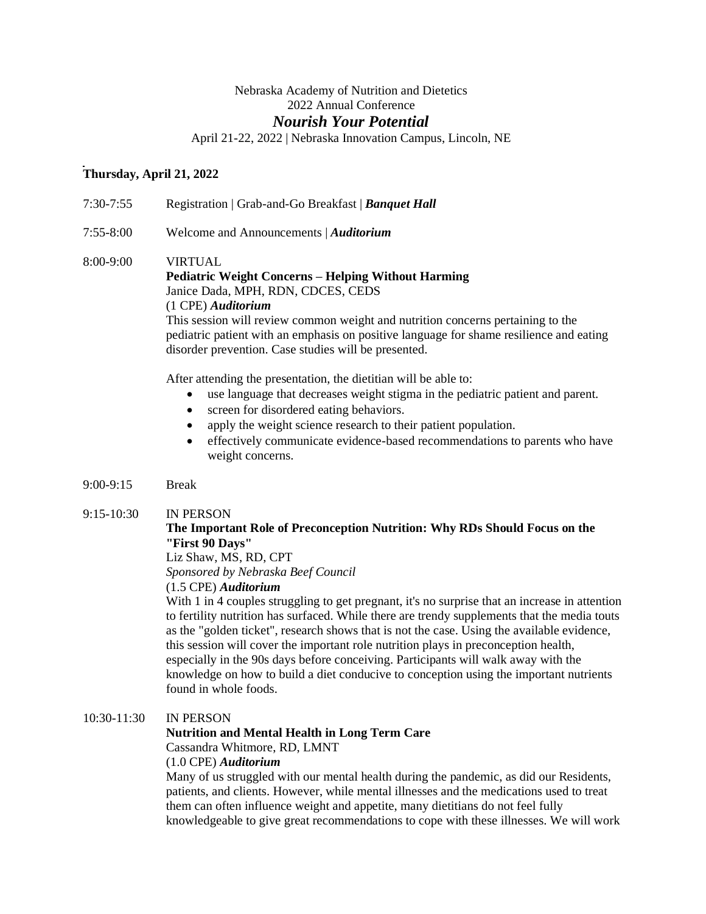Nebraska Academy of Nutrition and Dietetics

2022 Annual Conference

# *Nourish Your Potential*

April 21-22, 2022 | Nebraska Innovation Campus, Lincoln, NE

## Thursday, April 21, 2022

7:30-7:55 Registration | Grab-and-Go Breakfast | ***Banquet Hall***

7:55-8:00 Welcome and Announcements | ***Auditorium***

8:00-9:00 VIRTUAL

**Pediatric Weight Concerns – Helping Without Harming**

Janice Dada, MPH, RDN, CDCES, CEDS

(1 CPE) ***Auditorium***

This session will review common weight and nutrition concerns pertaining to the pediatric patient with an emphasis on positive language for shame resilience and eating disorder prevention. Case studies will be presented.

After attending the presentation, the dietitian will be able to:

- use language that decreases weight stigma in the pediatric patient and parent.
- screen for disordered eating behaviors.
- apply the weight science research to their patient population.
- effectively communicate evidence-based recommendations to parents who have weight concerns.

9:00-9:15 Break

9:15-10:30 IN PERSON

**The Important Role of Preconception Nutrition: Why RDs Should Focus on the "First 90 Days"**

Liz Shaw, MS, RD, CPT

*Sponsored by Nebraska Beef Council*

(1.5 CPE) ***Auditorium***

With 1 in 4 couples struggling to get pregnant, it's no surprise that an increase in attention to fertility nutrition has surfaced. While there are trendy supplements that the media touts as the "golden ticket", research shows that is not the case. Using the available evidence, this session will cover the important role nutrition plays in preconception health, especially in the 90s days before conceiving. Participants will walk away with the knowledge on how to build a diet conducive to conception using the important nutrients found in whole foods.

10:30-11:30 IN PERSON

**Nutrition and Mental Health in Long Term Care**

Cassandra Whitmore, RD, LMNT

(1.0 CPE) ***Auditorium***

Many of us struggled with our mental health during the pandemic, as did our Residents, patients, and clients. However, while mental illnesses and the medications used to treat them can often influence weight and appetite, many dietitians do not feel fully knowledgeable to give great recommendations to cope with these illnesses. We will work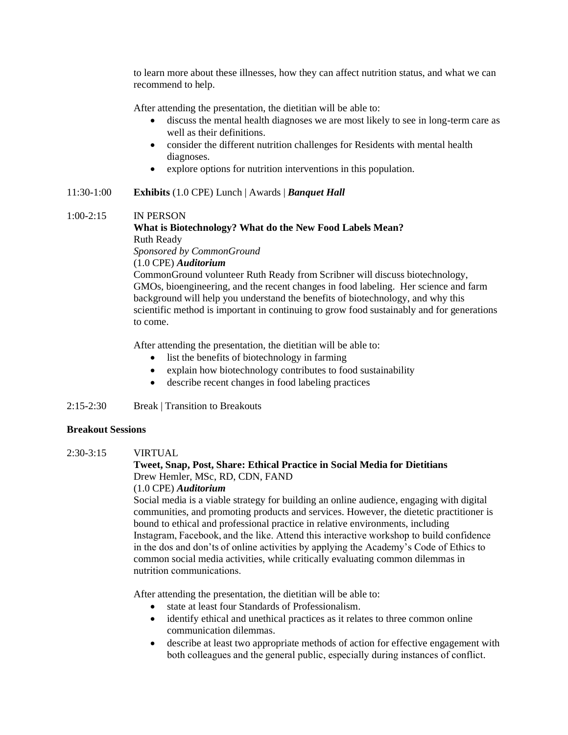to learn more about these illnesses, how they can affect nutrition status, and what we can recommend to help.

After attending the presentation, the dietitian will be able to:

- discuss the mental health diagnoses we are most likely to see in long-term care as well as their definitions.
- consider the different nutrition challenges for Residents with mental health diagnoses.
- explore options for nutrition interventions in this population.

11:30-1:00 **Exhibits** (1.0 CPE) Lunch | Awards | ***Banquet Hall***

1:00-2:15 IN PERSON

**What is Biotechnology? What do the New Food Labels Mean?**
Ruth Ready
*Sponsored by CommonGround*
(1.0 CPE) ***Auditorium***

CommonGround volunteer Ruth Ready from Scribner will discuss biotechnology, GMOs, bioengineering, and the recent changes in food labeling. Her science and farm background will help you understand the benefits of biotechnology, and why this scientific method is important in continuing to grow food sustainably and for generations to come.

After attending the presentation, the dietitian will be able to:

- list the benefits of biotechnology in farming
- explain how biotechnology contributes to food sustainability
- describe recent changes in food labeling practices

2:15-2:30 Break | Transition to Breakouts

**Breakout Sessions**

2:30-3:15 VIRTUAL

**Tweet, Snap, Post, Share: Ethical Practice in Social Media for Dietitians**
Drew Hemler, MSc, RD, CDN, FAND
(1.0 CPE) ***Auditorium***

Social media is a viable strategy for building an online audience, engaging with digital communities, and promoting products and services. However, the dietetic practitioner is bound to ethical and professional practice in relative environments, including Instagram, Facebook, and the like. Attend this interactive workshop to build confidence in the dos and don'ts of online activities by applying the Academy's Code of Ethics to common social media activities, while critically evaluating common dilemmas in nutrition communications.

After attending the presentation, the dietitian will be able to:

- state at least four Standards of Professionalism.
- identify ethical and unethical practices as it relates to three common online communication dilemmas.
- describe at least two appropriate methods of action for effective engagement with both colleagues and the general public, especially during instances of conflict.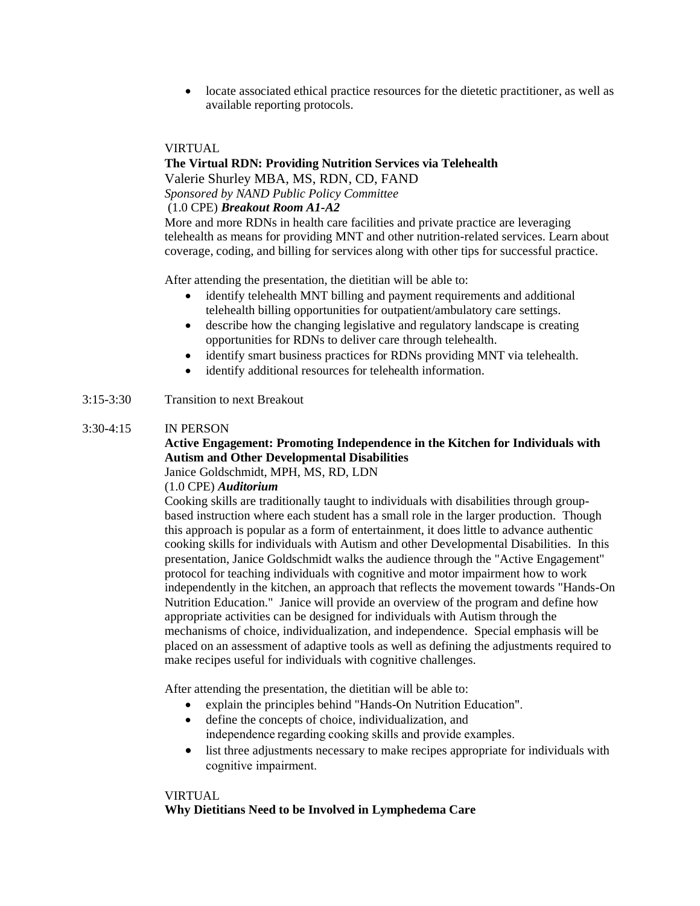- locate associated ethical practice resources for the dietetic practitioner, as well as available reporting protocols.

VIRTUAL

**The Virtual RDN: Providing Nutrition Services via Telehealth**

Valerie Shurley MBA, MS, RDN, CD, FAND

*Sponsored by NAND Public Policy Committee*

(1.0 CPE) ***Breakout Room A1-A2***

More and more RDNs in health care facilities and private practice are leveraging telehealth as means for providing MNT and other nutrition-related services. Learn about coverage, coding, and billing for services along with other tips for successful practice.

After attending the presentation, the dietitian will be able to:

- identify telehealth MNT billing and payment requirements and additional telehealth billing opportunities for outpatient/ambulatory care settings.
- describe how the changing legislative and regulatory landscape is creating opportunities for RDNs to deliver care through telehealth.
- identify smart business practices for RDNs providing MNT via telehealth.
- identify additional resources for telehealth information.

3:15-3:30 Transition to next Breakout

3:30-4:15 IN PERSON

**Active Engagement: Promoting Independence in the Kitchen for Individuals with Autism and Other Developmental Disabilities**

Janice Goldschmidt, MPH, MS, RD, LDN

(1.0 CPE) ***Auditorium***

Cooking skills are traditionally taught to individuals with disabilities through group-based instruction where each student has a small role in the larger production. Though this approach is popular as a form of entertainment, it does little to advance authentic cooking skills for individuals with Autism and other Developmental Disabilities. In this presentation, Janice Goldschmidt walks the audience through the "Active Engagement" protocol for teaching individuals with cognitive and motor impairment how to work independently in the kitchen, an approach that reflects the movement towards "Hands-On Nutrition Education." Janice will provide an overview of the program and define how appropriate activities can be designed for individuals with Autism through the mechanisms of choice, individualization, and independence. Special emphasis will be placed on an assessment of adaptive tools as well as defining the adjustments required to make recipes useful for individuals with cognitive challenges.

After attending the presentation, the dietitian will be able to:

- explain the principles behind "Hands-On Nutrition Education".
- define the concepts of choice, individualization, and independence regarding cooking skills and provide examples.
- list three adjustments necessary to make recipes appropriate for individuals with cognitive impairment.

VIRTUAL

**Why Dietitians Need to be Involved in Lymphedema Care**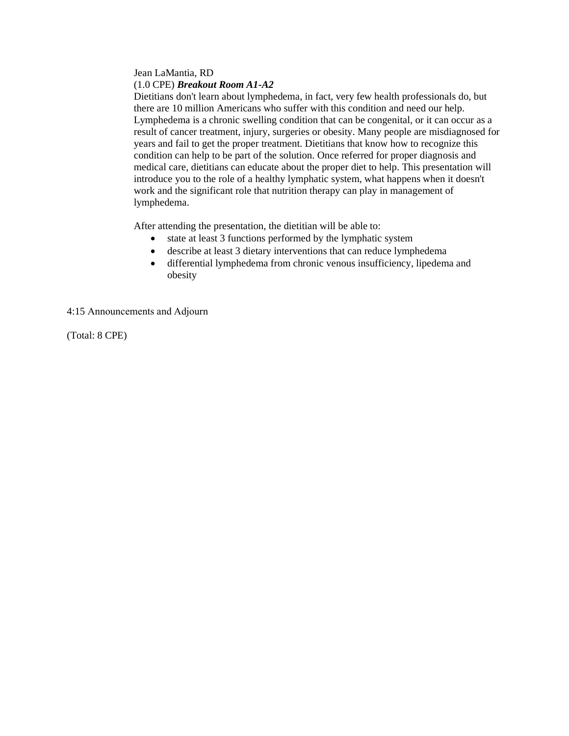Jean LaMantia, RD
(1.0 CPE) ***Breakout Room A1-A2***
Dietitians don't learn about lymphedema, in fact, very few health professionals do, but there are 10 million Americans who suffer with this condition and need our help. Lymphedema is a chronic swelling condition that can be congenital, or it can occur as a result of cancer treatment, injury, surgeries or obesity. Many people are misdiagnosed for years and fail to get the proper treatment. Dietitians that know how to recognize this condition can help to be part of the solution. Once referred for proper diagnosis and medical care, dietitians can educate about the proper diet to help. This presentation will introduce you to the role of a healthy lymphatic system, what happens when it doesn't work and the significant role that nutrition therapy can play in management of lymphedema.

After attending the presentation, the dietitian will be able to:

- state at least 3 functions performed by the lymphatic system
- describe at least 3 dietary interventions that can reduce lymphedema
- differential lymphedema from chronic venous insufficiency, lipedema and obesity

4:15 Announcements and Adjourn

(Total: 8 CPE)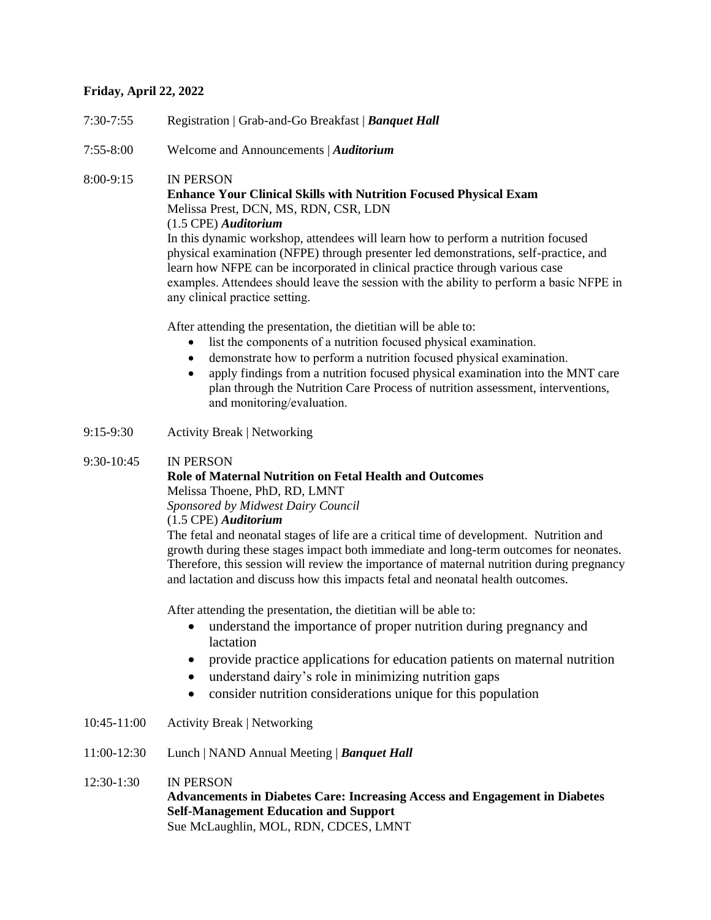**Friday, April 22, 2022**

7:30-7:55 Registration | Grab-and-Go Breakfast | ***Banquet Hall***

7:55-8:00 Welcome and Announcements | ***Auditorium***

8:00-9:15 IN PERSON

**Enhance Your Clinical Skills with Nutrition Focused Physical Exam**
Melissa Prest, DCN, MS, RDN, CSR, LDN
(1.5 CPE) ***Auditorium***

In this dynamic workshop, attendees will learn how to perform a nutrition focused physical examination (NFPE) through presenter led demonstrations, self-practice, and learn how NFPE can be incorporated in clinical practice through various case examples. Attendees should leave the session with the ability to perform a basic NFPE in any clinical practice setting.

After attending the presentation, the dietitian will be able to:

- list the components of a nutrition focused physical examination.
- demonstrate how to perform a nutrition focused physical examination.
- apply findings from a nutrition focused physical examination into the MNT care plan through the Nutrition Care Process of nutrition assessment, interventions, and monitoring/evaluation.

9:15-9:30 Activity Break | Networking

9:30-10:45 IN PERSON

**Role of Maternal Nutrition on Fetal Health and Outcomes**
Melissa Thoene, PhD, RD, LMNT
*Sponsored by Midwest Dairy Council*
(1.5 CPE) ***Auditorium***

The fetal and neonatal stages of life are a critical time of development. Nutrition and growth during these stages impact both immediate and long-term outcomes for neonates. Therefore, this session will review the importance of maternal nutrition during pregnancy and lactation and discuss how this impacts fetal and neonatal health outcomes.

After attending the presentation, the dietitian will be able to:

- understand the importance of proper nutrition during pregnancy and lactation
- provide practice applications for education patients on maternal nutrition
- understand dairy's role in minimizing nutrition gaps
- consider nutrition considerations unique for this population

10:45-11:00 Activity Break | Networking

11:00-12:30 Lunch | NAND Annual Meeting | ***Banquet Hall***

12:30-1:30 IN PERSON

**Advancements in Diabetes Care: Increasing Access and Engagement in Diabetes Self-Management Education and Support**
Sue McLaughlin, MOL, RDN, CDCES, LMNT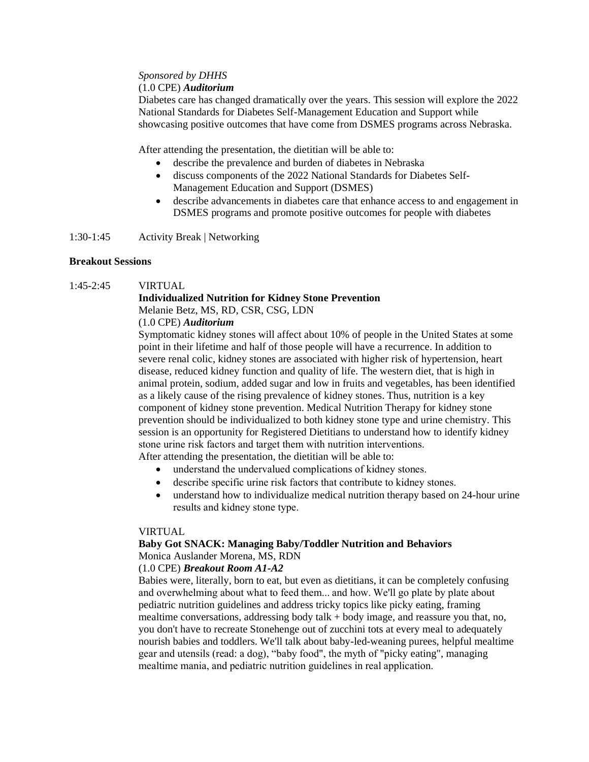*Sponsored by DHHS*
(1.0 CPE) ***Auditorium***
Diabetes care has changed dramatically over the years. This session will explore the 2022 National Standards for Diabetes Self-Management Education and Support while showcasing positive outcomes that have come from DSMES programs across Nebraska.

After attending the presentation, the dietitian will be able to:

- describe the prevalence and burden of diabetes in Nebraska
- discuss components of the 2022 National Standards for Diabetes Self-Management Education and Support (DSMES)
- describe advancements in diabetes care that enhance access to and engagement in DSMES programs and promote positive outcomes for people with diabetes

1:30-1:45 Activity Break | Networking

**Breakout Sessions**

1:45-2:45 VIRTUAL
**Individualized Nutrition for Kidney Stone Prevention**
Melanie Betz, MS, RD, CSR, CSG, LDN
(1.0 CPE) ***Auditorium***
Symptomatic kidney stones will affect about 10% of people in the United States at some point in their lifetime and half of those people will have a recurrence. In addition to severe renal colic, kidney stones are associated with higher risk of hypertension, heart disease, reduced kidney function and quality of life. The western diet, that is high in animal protein, sodium, added sugar and low in fruits and vegetables, has been identified as a likely cause of the rising prevalence of kidney stones. Thus, nutrition is a key component of kidney stone prevention. Medical Nutrition Therapy for kidney stone prevention should be individualized to both kidney stone type and urine chemistry. This session is an opportunity for Registered Dietitians to understand how to identify kidney stone urine risk factors and target them with nutrition interventions.
After attending the presentation, the dietitian will be able to:

- understand the undervalued complications of kidney stones.
- describe specific urine risk factors that contribute to kidney stones.
- understand how to individualize medical nutrition therapy based on 24-hour urine results and kidney stone type.

VIRTUAL
**Baby Got SNACK: Managing Baby/Toddler Nutrition and Behaviors**
Monica Auslander Morena, MS, RDN
(1.0 CPE) ***Breakout Room A1-A2***
Babies were, literally, born to eat, but even as dietitians, it can be completely confusing and overwhelming about what to feed them... and how. We'll go plate by plate about pediatric nutrition guidelines and address tricky topics like picky eating, framing mealtime conversations, addressing body talk + body image, and reassure you that, no, you don't have to recreate Stonehenge out of zucchini tots at every meal to adequately nourish babies and toddlers. We'll talk about baby-led-weaning purees, helpful mealtime gear and utensils (read: a dog), "baby food", the myth of "picky eating", managing mealtime mania, and pediatric nutrition guidelines in real application.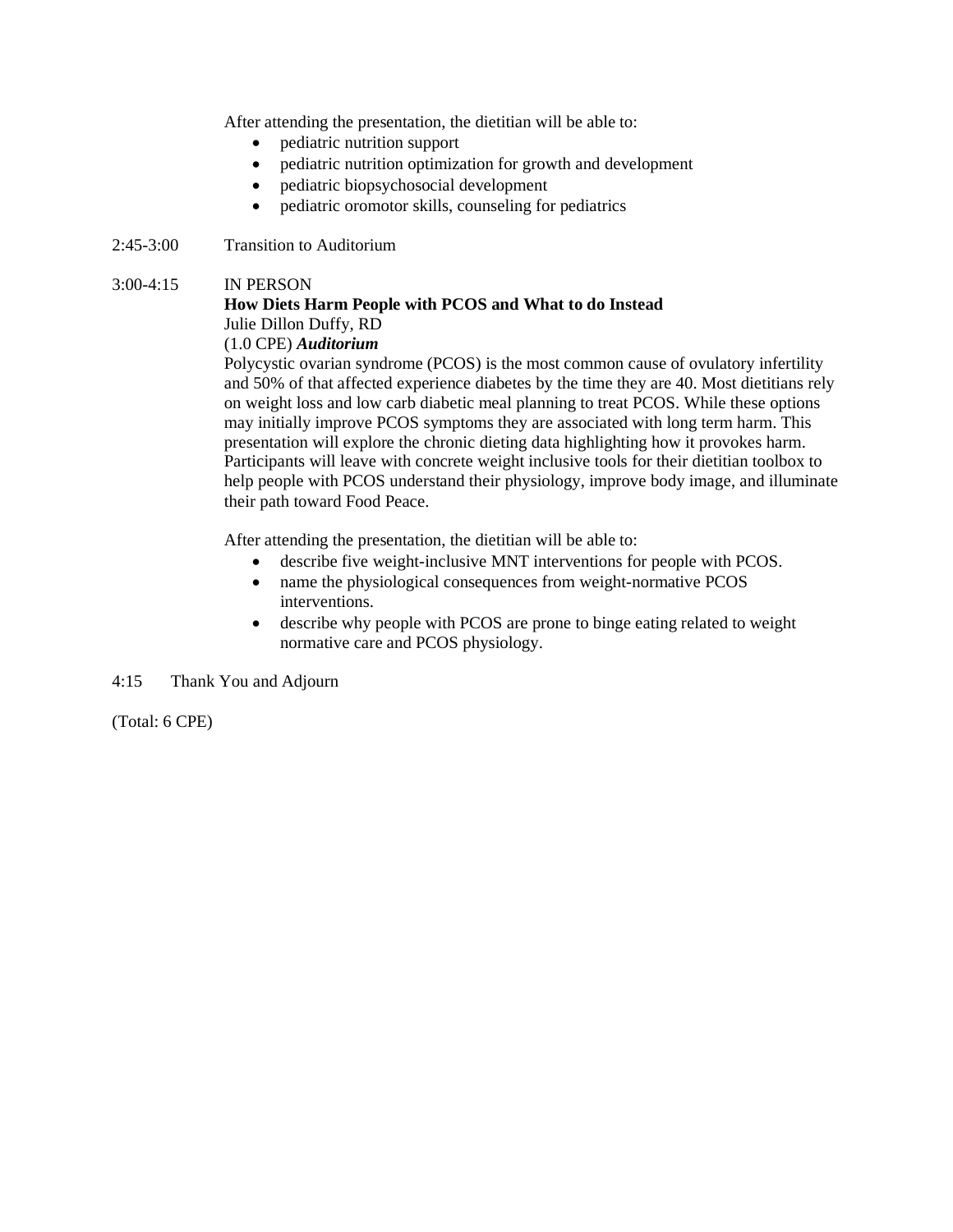After attending the presentation, the dietitian will be able to:

- pediatric nutrition support
- pediatric nutrition optimization for growth and development
- pediatric biopsychosocial development
- pediatric oromotor skills, counseling for pediatrics

2:45-3:00 Transition to Auditorium

3:00-4:15 IN PERSON

**How Diets Harm People with PCOS and What to do Instead**

Julie Dillon Duffy, RD

(1.0 CPE) ***Auditorium***

Polycystic ovarian syndrome (PCOS) is the most common cause of ovulatory infertility and 50% of that affected experience diabetes by the time they are 40. Most dietitians rely on weight loss and low carb diabetic meal planning to treat PCOS. While these options may initially improve PCOS symptoms they are associated with long term harm. This presentation will explore the chronic dieting data highlighting how it provokes harm. Participants will leave with concrete weight inclusive tools for their dietitian toolbox to help people with PCOS understand their physiology, improve body image, and illuminate their path toward Food Peace.

After attending the presentation, the dietitian will be able to:

- describe five weight-inclusive MNT interventions for people with PCOS.
- name the physiological consequences from weight-normative PCOS interventions.
- describe why people with PCOS are prone to binge eating related to weight normative care and PCOS physiology.

4:15 Thank You and Adjourn

(Total: 6 CPE)